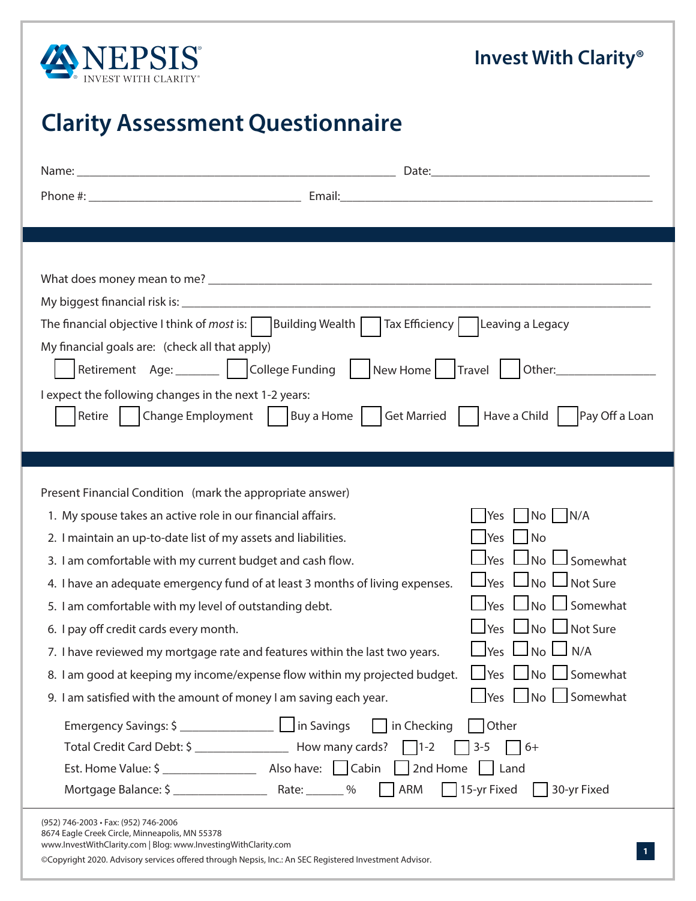NEPSIS
INVEST WITH CLARITY

**Invest With Clarity®**

# Clarity Assessment Questionnaire

Name: ______________________________ Date: ______________________

Phone #: ______________________ Email: ______________________________

What does money mean to me? ____________________________________________

My biggest financial risk is: ____________________________________________

The financial objective I think of *most* is: ☐ Building Wealth ☐ Tax Efficiency ☐ Leaving a Legacy

My financial goals are: (check all that apply)

☐ Retirement Age: _______ ☐ College Funding ☐ New Home ☐ Travel ☐ Other: _______________

I expect the following changes in the next 1-2 years:

☐ Retire ☐ Change Employment ☐ Buy a Home ☐ Get Married ☐ Have a Child ☐ Pay Off a Loan

Present Financial Condition (mark the appropriate answer)

1. My spouse takes an active role in our financial affairs. ☐ Yes ☐ No ☐ N/A
2. I maintain an up-to-date list of my assets and liabilities. ☐ Yes ☐ No
3. I am comfortable with my current budget and cash flow. ☐ Yes ☐ No ☐ Somewhat
4. I have an adequate emergency fund of at least 3 months of living expenses. ☐ Yes ☐ No ☐ Not Sure
5. I am comfortable with my level of outstanding debt. ☐ Yes ☐ No ☐ Somewhat
6. I pay off credit cards every month. ☐ Yes ☐ No ☐ Not Sure
7. I have reviewed my mortgage rate and features within the last two years. ☐ Yes ☐ No ☐ N/A
8. I am good at keeping my income/expense flow within my projected budget. ☐ Yes ☐ No ☐ Somewhat
9. I am satisfied with the amount of money I am saving each year. ☐ Yes ☐ No ☐ Somewhat

Emergency Savings: $ _______________ ☐ in Savings ☐ in Checking ☐ Other

Total Credit Card Debt: $ _______________ How many cards? ☐ 1-2 ☐ 3-5 ☐ 6+

Est. Home Value: $ _______________ Also have: ☐ Cabin ☐ 2nd Home ☐ Land

Mortgage Balance: $ _______________ Rate: ______ % ☐ ARM ☐ 15-yr Fixed ☐ 30-yr Fixed

(952) 746-2003 • Fax: (952) 746-2006
8674 Eagle Creek Circle, Minneapolis, MN 55378
www.InvestWithClarity.com | Blog: www.InvestingWithClarity.com

©Copyright 2020. Advisory services offered through Nepsis, Inc.: An SEC Registered Investment Advisor.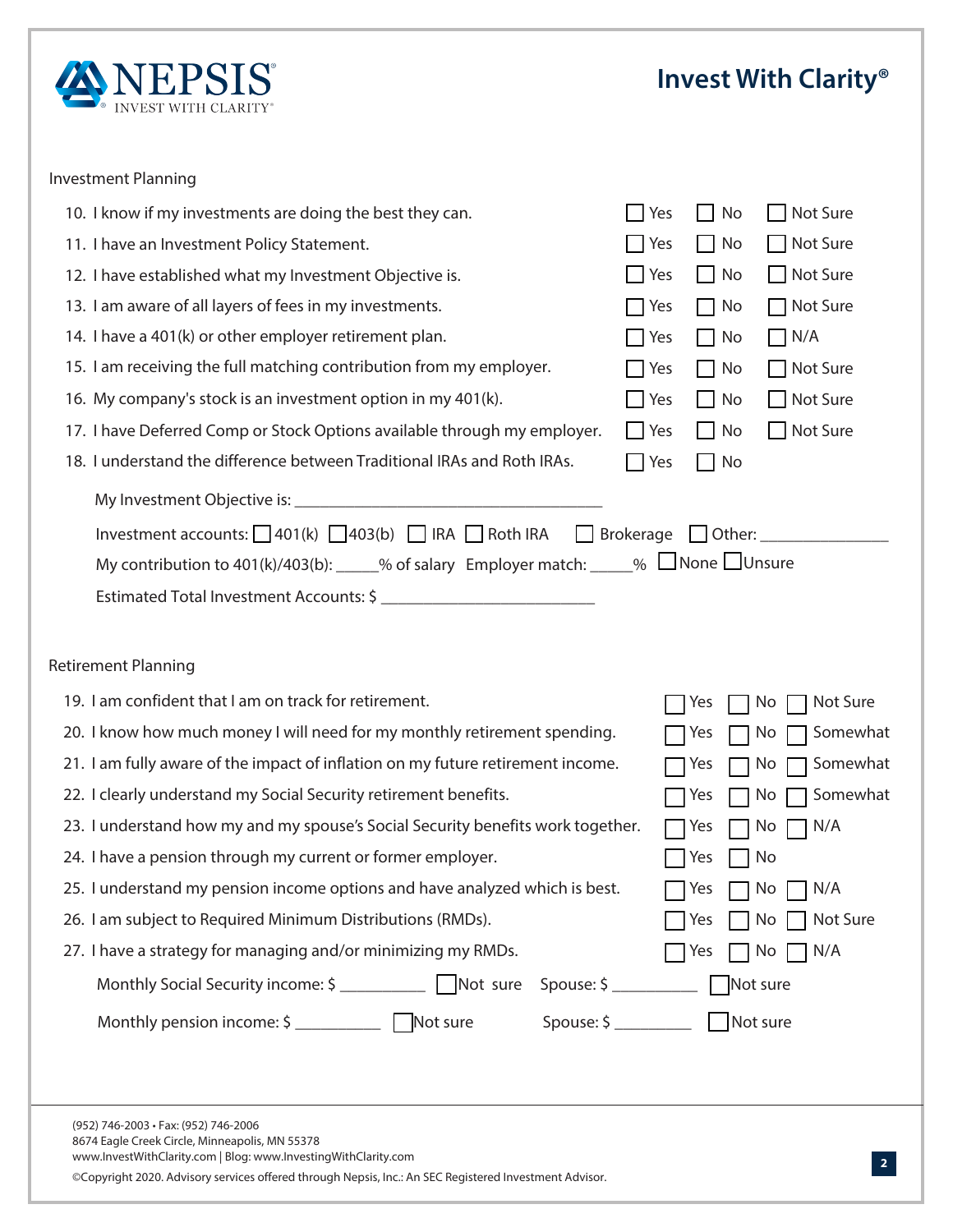# NEPSIS

INVEST WITH CLARITY

**Invest With Clarity®**

## Investment Planning

| | | | |
|---|---|---|---|
| 10. I know if my investments are doing the best they can. | ☐ Yes | ☐ No | ☐ Not Sure |
| 11. I have an Investment Policy Statement. | ☐ Yes | ☐ No | ☐ Not Sure |
| 12. I have established what my Investment Objective is. | ☐ Yes | ☐ No | ☐ Not Sure |
| 13. I am aware of all layers of fees in my investments. | ☐ Yes | ☐ No | ☐ Not Sure |
| 14. I have a 401(k) or other employer retirement plan. | ☐ Yes | ☐ No | ☐ N/A |
| 15. I am receiving the full matching contribution from my employer. | ☐ Yes | ☐ No | ☐ Not Sure |
| 16. My company's stock is an investment option in my 401(k). | ☐ Yes | ☐ No | ☐ Not Sure |
| 17. I have Deferred Comp or Stock Options available through my employer. | ☐ Yes | ☐ No | ☐ Not Sure |
| 18. I understand the difference between Traditional IRAs and Roth IRAs. | ☐ Yes | ☐ No | |

My Investment Objective is: ____________________________________

Investment accounts: ☐ 401(k) ☐ 403(b) ☐ IRA ☐ Roth IRA ☐ Brokerage ☐ Other: _______________

My contribution to 401(k)/403(b): _____% of salary Employer match: _____% ☐ None ☐ Unsure

Estimated Total Investment Accounts: $ _________________________

## Retirement Planning

| | | | |
|---|---|---|---|
| 19. I am confident that I am on track for retirement. | ☐ Yes | ☐ No | ☐ Not Sure |
| 20. I know how much money I will need for my monthly retirement spending. | ☐ Yes | ☐ No | ☐ Somewhat |
| 21. I am fully aware of the impact of inflation on my future retirement income. | ☐ Yes | ☐ No | ☐ Somewhat |
| 22. I clearly understand my Social Security retirement benefits. | ☐ Yes | ☐ No | ☐ Somewhat |
| 23. I understand how my and my spouse's Social Security benefits work together. | ☐ Yes | ☐ No | ☐ N/A |
| 24. I have a pension through my current or former employer. | ☐ Yes | ☐ No | |
| 25. I understand my pension income options and have analyzed which is best. | ☐ Yes | ☐ No | ☐ N/A |
| 26. I am subject to Required Minimum Distributions (RMDs). | ☐ Yes | ☐ No | ☐ Not Sure |
| 27. I have a strategy for managing and/or minimizing my RMDs. | ☐ Yes | ☐ No | ☐ N/A |

Monthly Social Security income: $ __________ ☐ Not sure Spouse: $ __________ ☐ Not sure

Monthly pension income: $ __________ ☐ Not sure Spouse: $ _________ ☐ Not sure

(952) 746-2003 • Fax: (952) 746-2006
8674 Eagle Creek Circle, Minneapolis, MN 55378
www.InvestWithClarity.com | Blog: www.InvestingWithClarity.com

©Copyright 2020. Advisory services offered through Nepsis, Inc.: An SEC Registered Investment Advisor.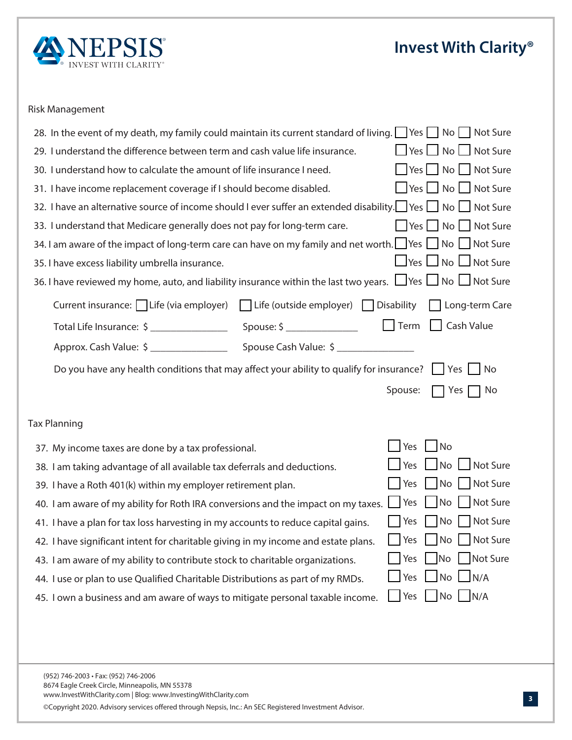## Risk Management

28. In the event of my death, my family could maintain its current standard of living. ☐ Yes ☐ No ☐ Not Sure
29. I understand the difference between term and cash value life insurance. ☐ Yes ☐ No ☐ Not Sure
30. I understand how to calculate the amount of life insurance I need. ☐ Yes ☐ No ☐ Not Sure
31. I have income replacement coverage if I should become disabled. ☐ Yes ☐ No ☐ Not Sure
32. I have an alternative source of income should I ever suffer an extended disability. ☐ Yes ☐ No ☐ Not Sure
33. I understand that Medicare generally does not pay for long-term care. ☐ Yes ☐ No ☐ Not Sure
34. I am aware of the impact of long-term care can have on my family and net worth. ☐ Yes ☐ No ☐ Not Sure
35. I have excess liability umbrella insurance. ☐ Yes ☐ No ☐ Not Sure
36. I have reviewed my home, auto, and liability insurance within the last two years. ☐ Yes ☐ No ☐ Not Sure

Current insurance: ☐ Life (via employer) ☐ Life (outside employer) ☐ Disability ☐ Long-term Care

Total Life Insurance: $ _______________ Spouse: $ _______________ ☐ Term ☐ Cash Value

Approx. Cash Value: $ _______________ Spouse Cash Value: $ _______________

Do you have any health conditions that may affect your ability to qualify for insurance? ☐ Yes ☐ No

Spouse: ☐ Yes ☐ No

## Tax Planning

37. My income taxes are done by a tax professional. ☐ Yes ☐ No
38. I am taking advantage of all available tax deferrals and deductions. ☐ Yes ☐ No ☐ Not Sure
39. I have a Roth 401(k) within my employer retirement plan. ☐ Yes ☐ No ☐ Not Sure
40. I am aware of my ability for Roth IRA conversions and the impact on my taxes. ☐ Yes ☐ No ☐ Not Sure
41. I have a plan for tax loss harvesting in my accounts to reduce capital gains. ☐ Yes ☐ No ☐ Not Sure
42. I have significant intent for charitable giving in my income and estate plans. ☐ Yes ☐ No ☐ Not Sure
43. I am aware of my ability to contribute stock to charitable organizations. ☐ Yes ☐ No ☐ Not Sure
44. I use or plan to use Qualified Charitable Distributions as part of my RMDs. ☐ Yes ☐ No ☐ N/A
45. I own a business and am aware of ways to mitigate personal taxable income. ☐ Yes ☐ No ☐ N/A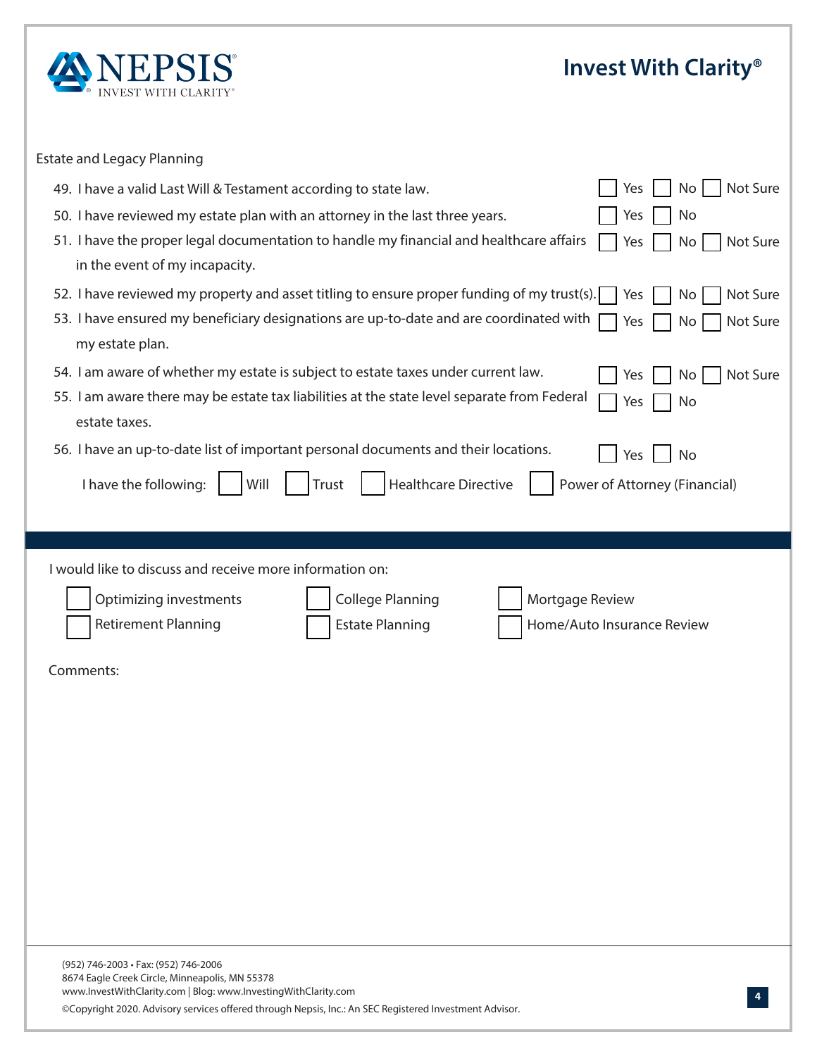## Estate and Legacy Planning

49. I have a valid Last Will & Testament according to state law. ☐ Yes ☐ No ☐ Not Sure
50. I have reviewed my estate plan with an attorney in the last three years. ☐ Yes ☐ No
51. I have the proper legal documentation to handle my financial and healthcare affairs in the event of my incapacity. ☐ Yes ☐ No ☐ Not Sure
52. I have reviewed my property and asset titling to ensure proper funding of my trust(s). ☐ Yes ☐ No ☐ Not Sure
53. I have ensured my beneficiary designations are up-to-date and are coordinated with my estate plan. ☐ Yes ☐ No ☐ Not Sure
54. I am aware of whether my estate is subject to estate taxes under current law. ☐ Yes ☐ No ☐ Not Sure
55. I am aware there may be estate tax liabilities at the state level separate from Federal estate taxes. ☐ Yes ☐ No
56. I have an up-to-date list of important personal documents and their locations. ☐ Yes ☐ No

I have the following: ☐ Will ☐ Trust ☐ Healthcare Directive ☐ Power of Attorney (Financial)

---

I would like to discuss and receive more information on:

☐ Optimizing investments ☐ College Planning ☐ Mortgage Review
☐ Retirement Planning ☐ Estate Planning ☐ Home/Auto Insurance Review

Comments:

(952) 746-2003 • Fax: (952) 746-2006
8674 Eagle Creek Circle, Minneapolis, MN 55378
www.InvestWithClarity.com | Blog: www.InvestingWithClarity.com

©Copyright 2020. Advisory services offered through Nepsis, Inc.: An SEC Registered Investment Advisor.